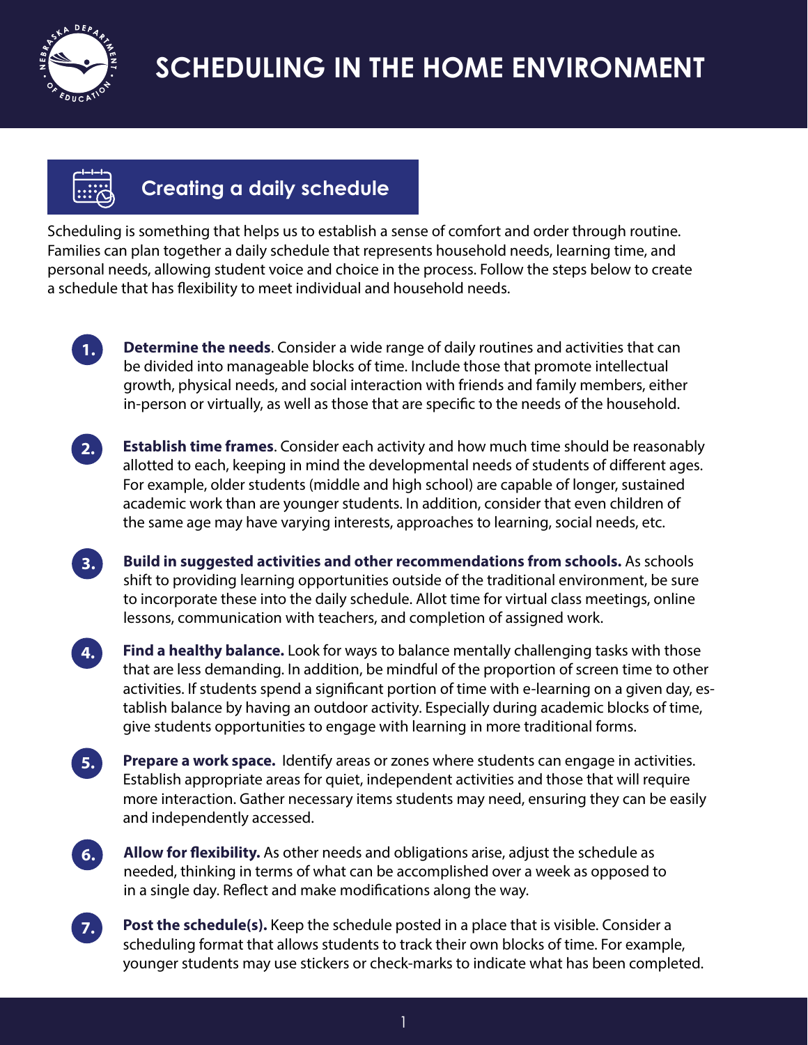# SCHEDULING IN THE HOME ENVIRONMENT

## Creating a daily schedule

Scheduling is something that helps us to establish a sense of comfort and order through routine. Families can plan together a daily schedule that represents household needs, learning time, and personal needs, allowing student voice and choice in the process. Follow the steps below to create a schedule that has flexibility to meet individual and household needs.

1. **Determine the needs**. Consider a wide range of daily routines and activities that can be divided into manageable blocks of time. Include those that promote intellectual growth, physical needs, and social interaction with friends and family members, either in-person or virtually, as well as those that are specific to the needs of the household.

2. **Establish time frames**. Consider each activity and how much time should be reasonably allotted to each, keeping in mind the developmental needs of students of different ages. For example, older students (middle and high school) are capable of longer, sustained academic work than are younger students. In addition, consider that even children of the same age may have varying interests, approaches to learning, social needs, etc.

3. **Build in suggested activities and other recommendations from schools.** As schools shift to providing learning opportunities outside of the traditional environment, be sure to incorporate these into the daily schedule. Allot time for virtual class meetings, online lessons, communication with teachers, and completion of assigned work.

4. **Find a healthy balance.** Look for ways to balance mentally challenging tasks with those that are less demanding. In addition, be mindful of the proportion of screen time to other activities. If students spend a significant portion of time with e-learning on a given day, establish balance by having an outdoor activity. Especially during academic blocks of time, give students opportunities to engage with learning in more traditional forms.

5. **Prepare a work space.** Identify areas or zones where students can engage in activities. Establish appropriate areas for quiet, independent activities and those that will require more interaction. Gather necessary items students may need, ensuring they can be easily and independently accessed.

6. **Allow for flexibility.** As other needs and obligations arise, adjust the schedule as needed, thinking in terms of what can be accomplished over a week as opposed to in a single day. Reflect and make modifications along the way.

7. **Post the schedule(s).** Keep the schedule posted in a place that is visible. Consider a scheduling format that allows students to track their own blocks of time. For example, younger students may use stickers or check-marks to indicate what has been completed.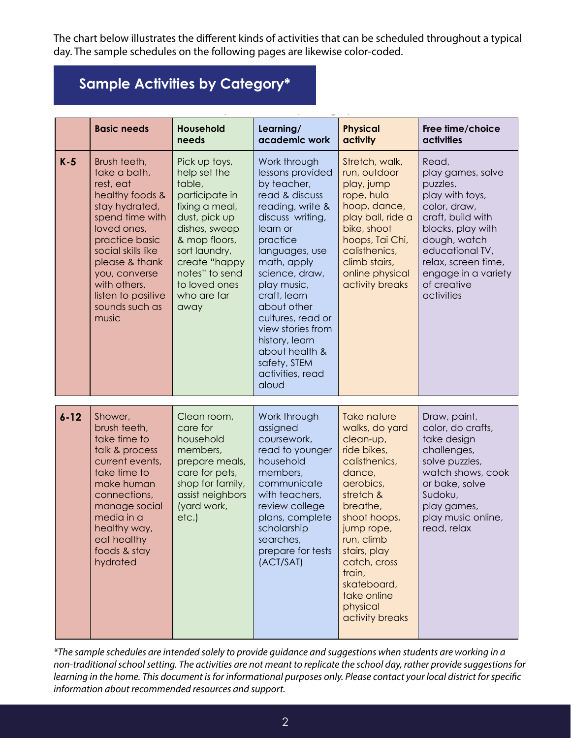The chart below illustrates the different kinds of activities that can be scheduled throughout a typical day. The sample schedules on the following pages are likewise color-coded.

## Sample Activities by Category*

| | Basic needs | Household needs | Learning/ academic work | Physical activity | Free time/choice activities |
|---|---|---|---|---|---|
| **K-5** | Brush teeth, take a bath, rest, eat healthy foods & stay hydrated, spend time with loved ones, practice basic social skills like please & thank you, converse with others, listen to positive sounds such as music | Pick up toys, help set the table, participate in fixing a meal, dust, pick up dishes, sweep & mop floors, sort laundry, create "happy notes" to send to loved ones who are far away | Work through lessons provided by teacher, read & discuss reading, write & discuss writing, learn or practice languages, use math, apply science, draw, play music, craft, learn about other cultures, read or view stories from history, learn about health & safety, STEM activities, read aloud | Stretch, walk, run, outdoor play, jump rope, hula hoop, dance, play ball, ride a bike, shoot hoops, Tai Chi, calisthenics, climb stairs, online physical activity breaks | Read, play games, solve puzzles, play with toys, color, draw, craft, build with blocks, play with dough, watch educational TV, relax, screen time, engage in a variety of creative activities |
| **6-12** | Shower, brush teeth, take time to talk & process current events, take time to make human connections, manage social media in a healthy way, eat healthy foods & stay hydrated | Clean room, care for household members, prepare meals, care for pets, shop for family, assist neighbors (yard work, etc.) | Work through assigned coursework, read to younger household members, communicate with teachers, review college plans, complete scholarship searches, prepare for tests (ACT/SAT) | Take nature walks, do yard clean-up, ride bikes, calisthenics, dance, aerobics, stretch & breathe, shoot hoops, jump rope, run, climb stairs, play catch, cross train, skateboard, take online physical activity breaks | Draw, paint, color, do crafts, take design challenges, solve puzzles, watch shows, cook or bake, solve Sudoku, play games, play music online, read, relax |

*\*The sample schedules are intended solely to provide guidance and suggestions when students are working in a non-traditional school setting. The activities are not meant to replicate the school day, rather provide suggestions for learning in the home. This document is for informational purposes only. Please contact your local district for specific information about recommended resources and support.*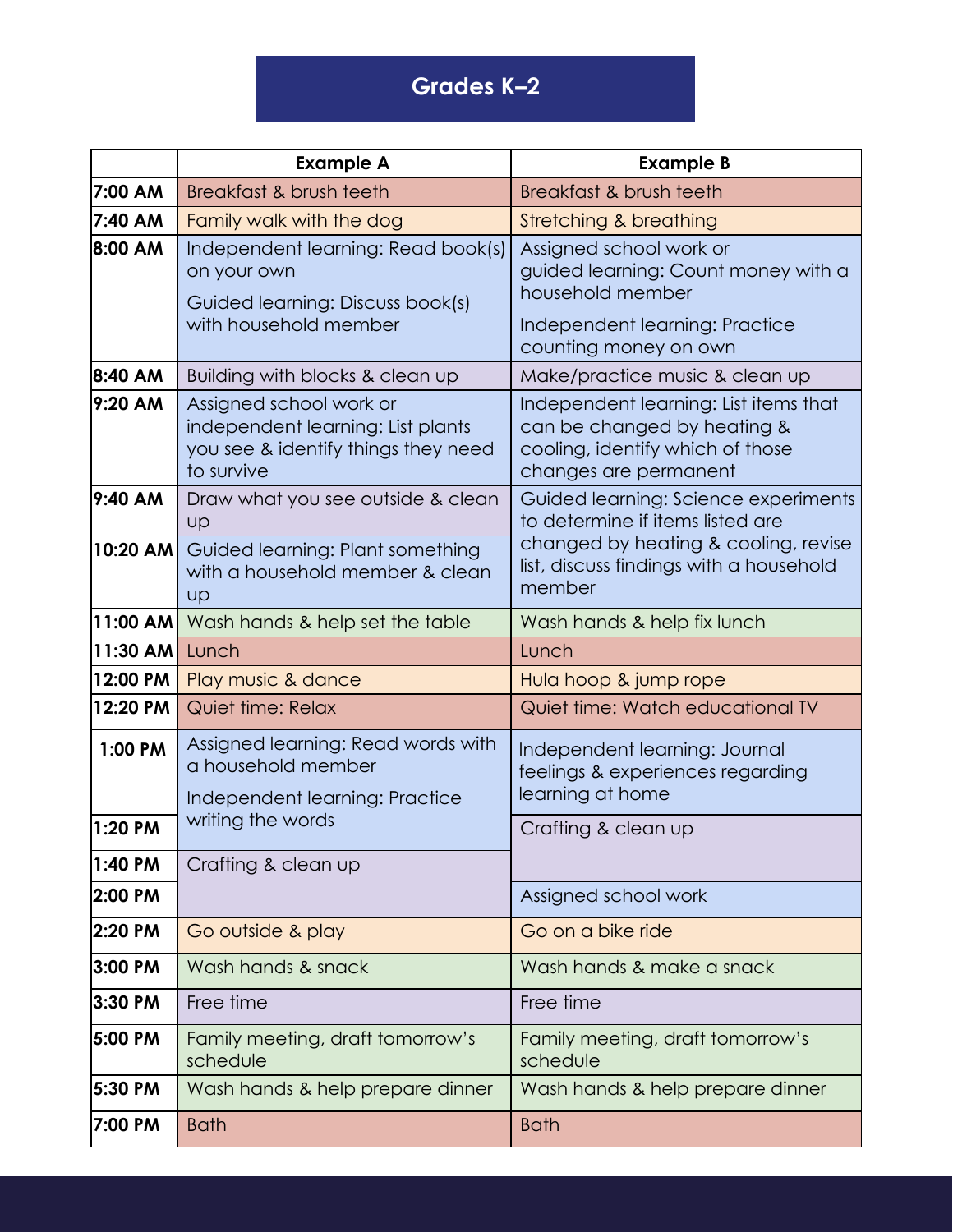# Grades K–2

| | Example A | Example B |
|---|---|---|
| 7:00 AM | Breakfast & brush teeth | Breakfast & brush teeth |
| 7:40 AM | Family walk with the dog | Stretching & breathing |
| 8:00 AM | Independent learning: Read book(s) on your own<br>Guided learning: Discuss book(s) with household member | Assigned school work or guided learning: Count money with a household member<br>Independent learning: Practice counting money on own |
| 8:40 AM | Building with blocks & clean up | Make/practice music & clean up |
| 9:20 AM | Assigned school work or independent learning: List plants you see & identify things they need to survive | Independent learning: List items that can be changed by heating & cooling, identify which of those changes are permanent |
| 9:40 AM | Draw what you see outside & clean up | Guided learning: Science experiments to determine if items listed are changed by heating & cooling, revise list, discuss findings with a household member |
| 10:20 AM | Guided learning: Plant something with a household member & clean up | |
| 11:00 AM | Wash hands & help set the table | Wash hands & help fix lunch |
| 11:30 AM | Lunch | Lunch |
| 12:00 PM | Play music & dance | Hula hoop & jump rope |
| 12:20 PM | Quiet time: Relax | Quiet time: Watch educational TV |
| 1:00 PM | Assigned learning: Read words with a household member<br>Independent learning: Practice writing the words | Independent learning: Journal feelings & experiences regarding learning at home |
| 1:20 PM | | Crafting & clean up |
| 1:40 PM | Crafting & clean up | |
| 2:00 PM | | Assigned school work |
| 2:20 PM | Go outside & play | Go on a bike ride |
| 3:00 PM | Wash hands & snack | Wash hands & make a snack |
| 3:30 PM | Free time | Free time |
| 5:00 PM | Family meeting, draft tomorrow's schedule | Family meeting, draft tomorrow's schedule |
| 5:30 PM | Wash hands & help prepare dinner | Wash hands & help prepare dinner |
| 7:00 PM | Bath | Bath |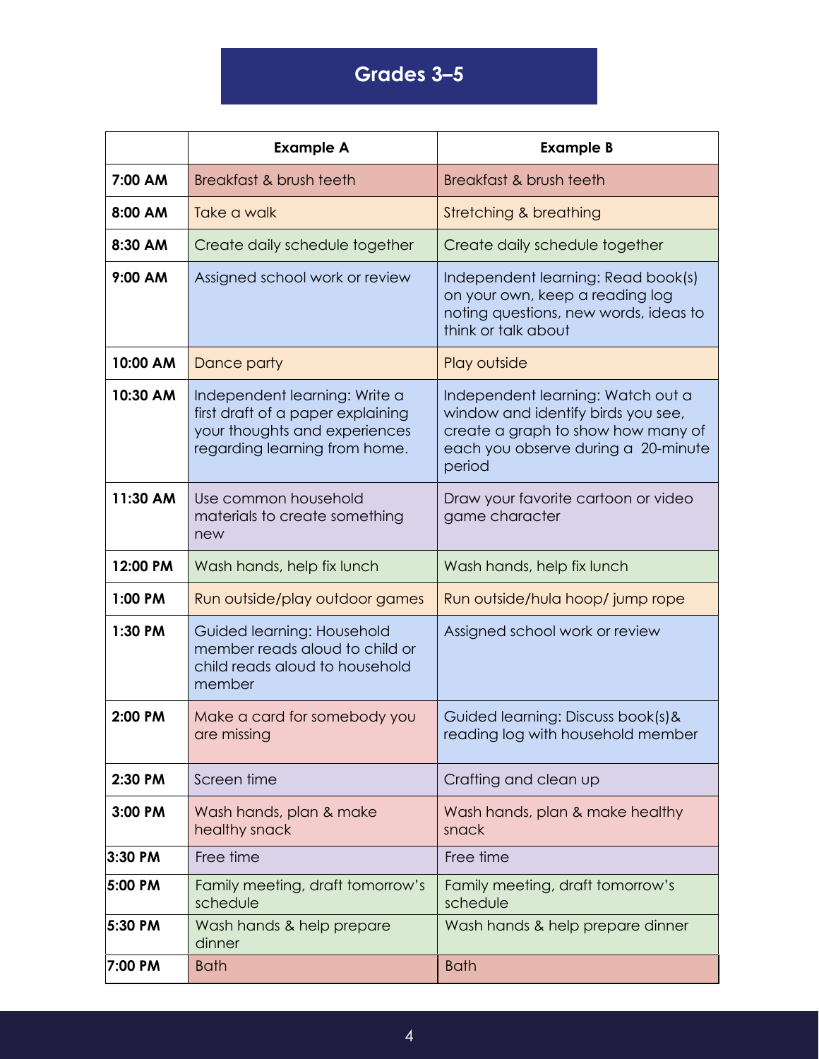## Grades 3–5

| | Example A | Example B |
|---|---|---|
| **7:00 AM** | Breakfast & brush teeth | Breakfast & brush teeth |
| **8:00 AM** | Take a walk | Stretching & breathing |
| **8:30 AM** | Create daily schedule together | Create daily schedule together |
| **9:00 AM** | Assigned school work or review | Independent learning: Read book(s) on your own, keep a reading log noting questions, new words, ideas to think or talk about |
| **10:00 AM** | Dance party | Play outside |
| **10:30 AM** | Independent learning: Write a first draft of a paper explaining your thoughts and experiences regarding learning from home. | Independent learning: Watch out a window and identify birds you see, create a graph to show how many of each you observe during a 20-minute period |
| **11:30 AM** | Use common household materials to create something new | Draw your favorite cartoon or video game character |
| **12:00 PM** | Wash hands, help fix lunch | Wash hands, help fix lunch |
| **1:00 PM** | Run outside/play outdoor games | Run outside/hula hoop/ jump rope |
| **1:30 PM** | Guided learning: Household member reads aloud to child or child reads aloud to household member | Assigned school work or review |
| **2:00 PM** | Make a card for somebody you are missing | Guided learning: Discuss book(s)& reading log with household member |
| **2:30 PM** | Screen time | Crafting and clean up |
| **3:00 PM** | Wash hands, plan & make healthy snack | Wash hands, plan & make healthy snack |
| **3:30 PM** | Free time | Free time |
| **5:00 PM** | Family meeting, draft tomorrow's schedule | Family meeting, draft tomorrow's schedule |
| **5:30 PM** | Wash hands & help prepare dinner | Wash hands & help prepare dinner |
| **7:00 PM** | Bath | Bath |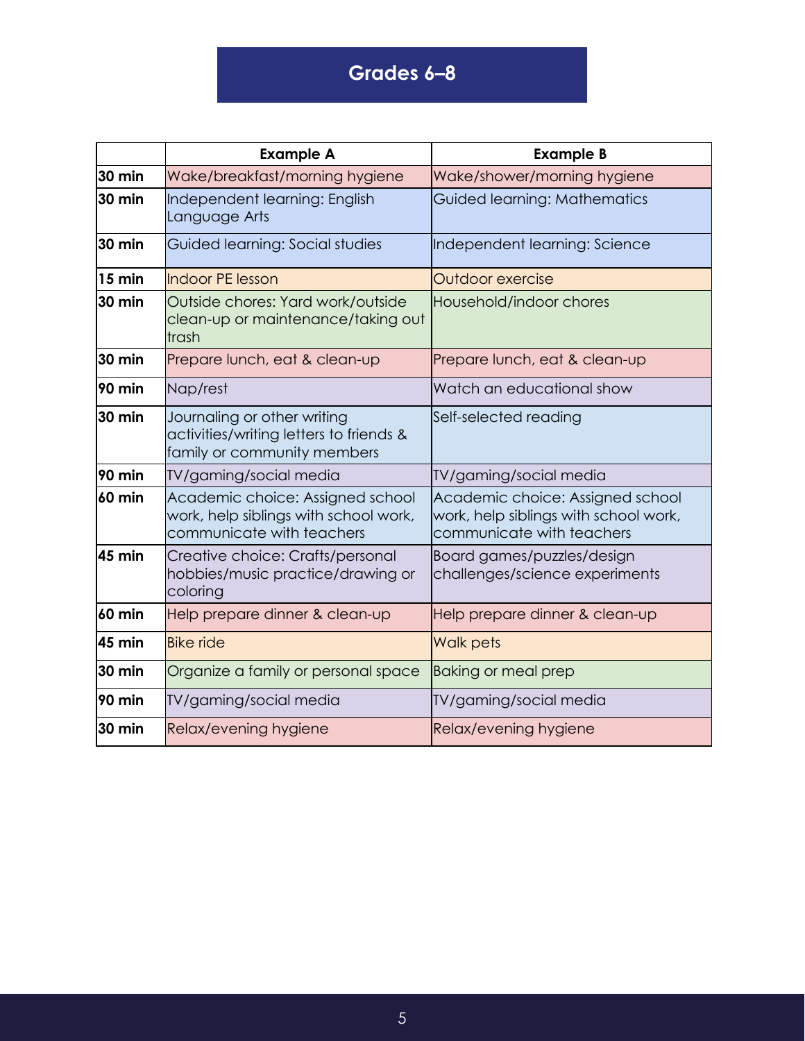## Grades 6–8

| | Example A | Example B |
|---|---|---|
| **30 min** | Wake/breakfast/morning hygiene | Wake/shower/morning hygiene |
| **30 min** | Independent learning: English Language Arts | Guided learning: Mathematics |
| **30 min** | Guided learning: Social studies | Independent learning: Science |
| **15 min** | Indoor PE lesson | Outdoor exercise |
| **30 min** | Outside chores: Yard work/outside clean-up or maintenance/taking out trash | Household/indoor chores |
| **30 min** | Prepare lunch, eat & clean-up | Prepare lunch, eat & clean-up |
| **90 min** | Nap/rest | Watch an educational show |
| **30 min** | Journaling or other writing activities/writing letters to friends & family or community members | Self-selected reading |
| **90 min** | TV/gaming/social media | TV/gaming/social media |
| **60 min** | Academic choice: Assigned school work, help siblings with school work, communicate with teachers | Academic choice: Assigned school work, help siblings with school work, communicate with teachers |
| **45 min** | Creative choice: Crafts/personal hobbies/music practice/drawing or coloring | Board games/puzzles/design challenges/science experiments |
| **60 min** | Help prepare dinner & clean-up | Help prepare dinner & clean-up |
| **45 min** | Bike ride | Walk pets |
| **30 min** | Organize a family or personal space | Baking or meal prep |
| **90 min** | TV/gaming/social media | TV/gaming/social media |
| **30 min** | Relax/evening hygiene | Relax/evening hygiene |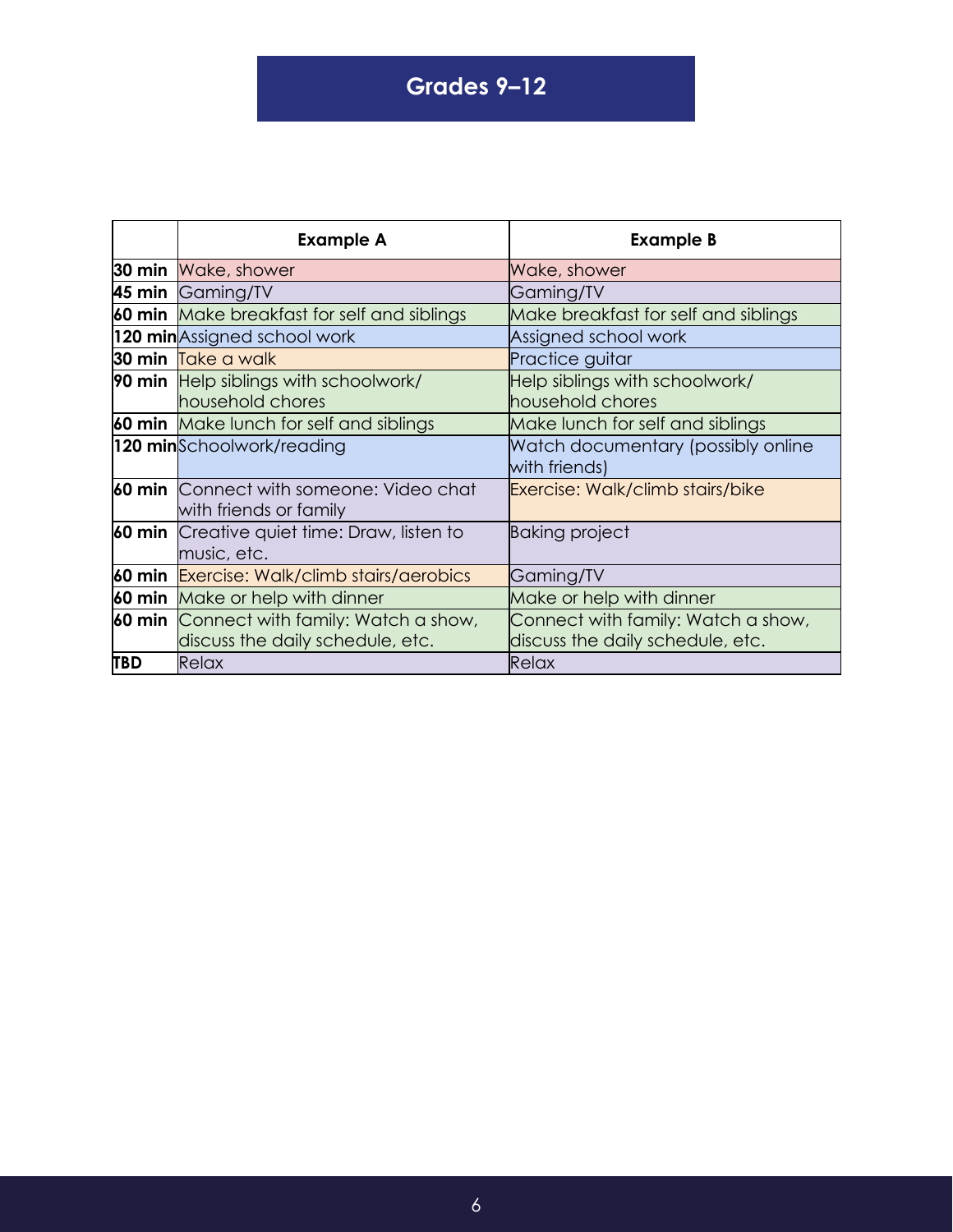## Grades 9–12

| | Example A | Example B |
|---|---|---|
| **30 min** | Wake, shower | Wake, shower |
| **45 min** | Gaming/TV | Gaming/TV |
| **60 min** | Make breakfast for self and siblings | Make breakfast for self and siblings |
| **120 min** | Assigned school work | Assigned school work |
| **30 min** | Take a walk | Practice guitar |
| **90 min** | Help siblings with schoolwork/ household chores | Help siblings with schoolwork/ household chores |
| **60 min** | Make lunch for self and siblings | Make lunch for self and siblings |
| **120 min** | Schoolwork/reading | Watch documentary (possibly online with friends) |
| **60 min** | Connect with someone: Video chat with friends or family | Exercise: Walk/climb stairs/bike |
| **60 min** | Creative quiet time: Draw, listen to music, etc. | Baking project |
| **60 min** | Exercise: Walk/climb stairs/aerobics | Gaming/TV |
| **60 min** | Make or help with dinner | Make or help with dinner |
| **60 min** | Connect with family: Watch a show, discuss the daily schedule, etc. | Connect with family: Watch a show, discuss the daily schedule, etc. |
| **TBD** | Relax | Relax |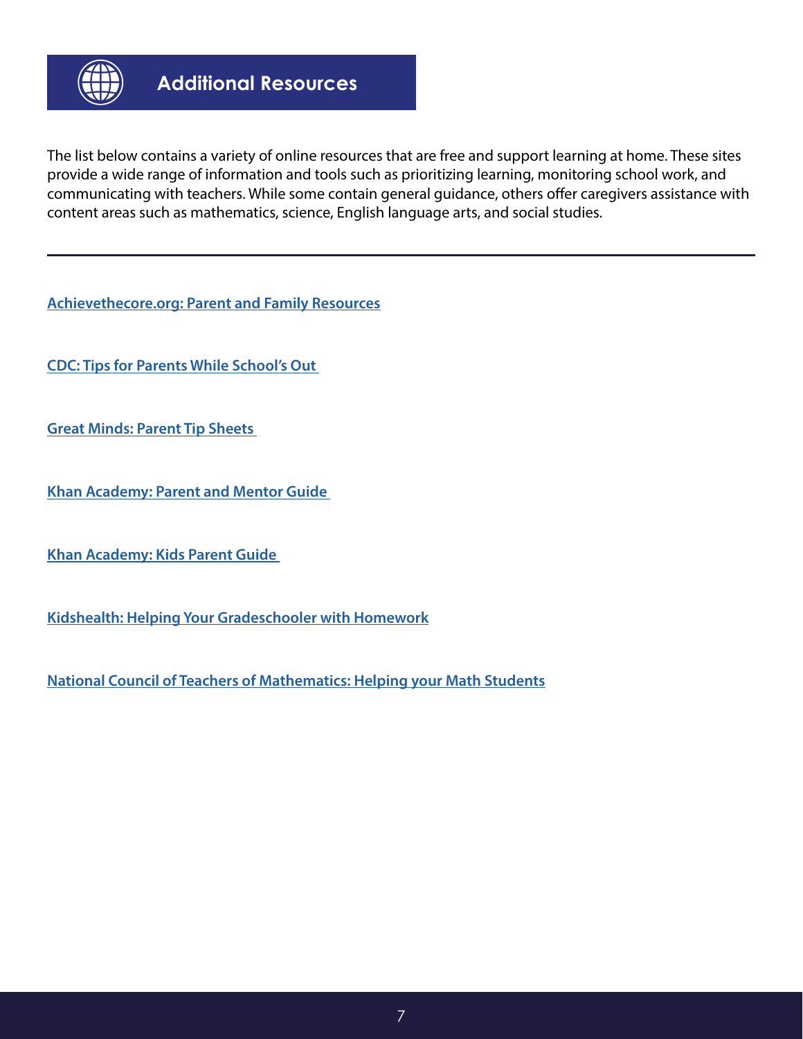## Additional Resources

The list below contains a variety of online resources that are free and support learning at home. These sites provide a wide range of information and tools such as prioritizing learning, monitoring school work, and communicating with teachers. While some contain general guidance, others offer caregivers assistance with content areas such as mathematics, science, English language arts, and social studies.

---

Achievethecore.org: Parent and Family Resources

CDC: Tips for Parents While School's Out

Great Minds: Parent Tip Sheets

Khan Academy: Parent and Mentor Guide

Khan Academy: Kids Parent Guide

Kidshealth: Helping Your Gradeschooler with Homework

National Council of Teachers of Mathematics: Helping your Math Students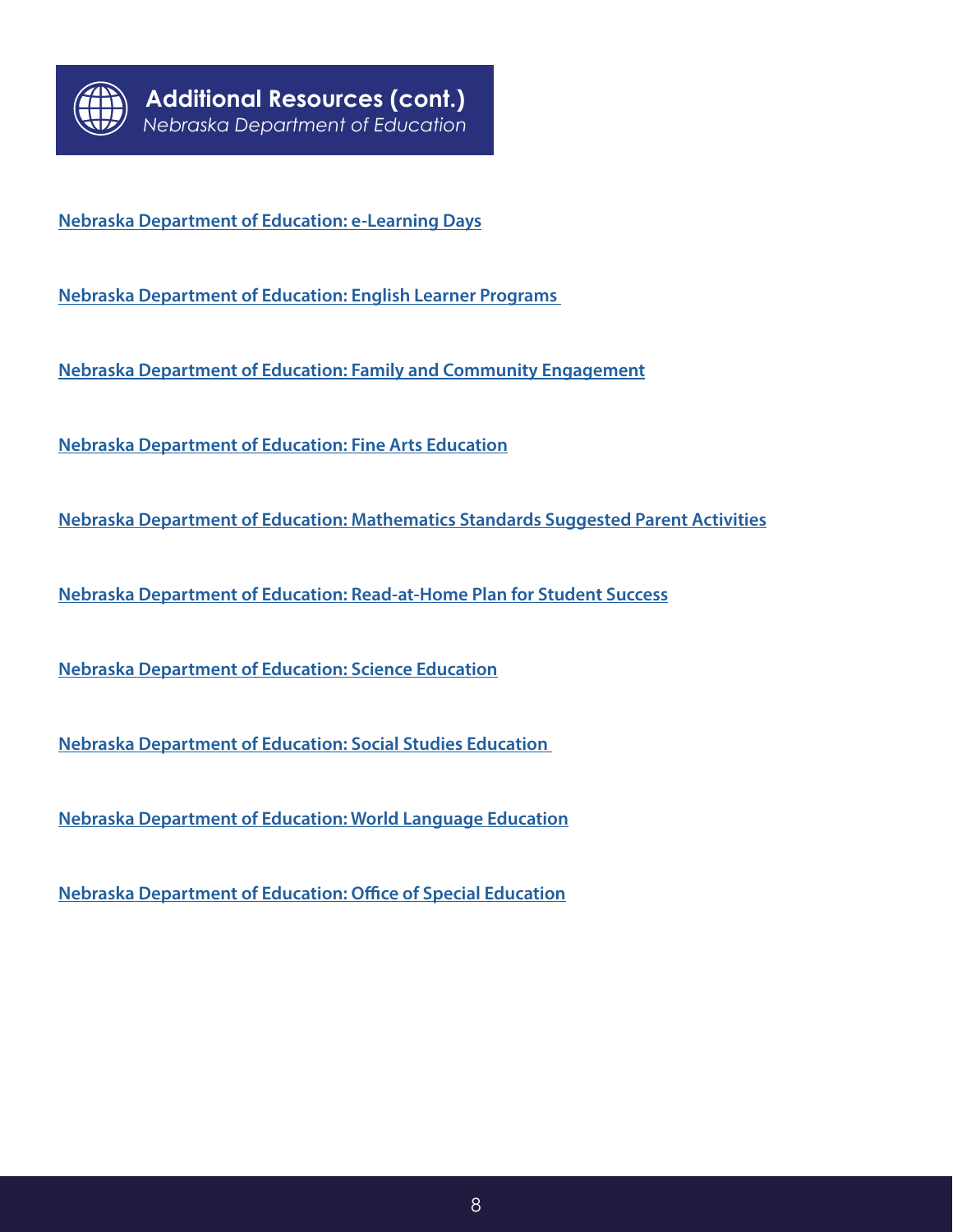## Additional Resources (cont.)

*Nebraska Department of Education*

**Nebraska Department of Education: e-Learning Days**

**Nebraska Department of Education: English Learner Programs**

**Nebraska Department of Education: Family and Community Engagement**

**Nebraska Department of Education: Fine Arts Education**

**Nebraska Department of Education: Mathematics Standards Suggested Parent Activities**

**Nebraska Department of Education: Read-at-Home Plan for Student Success**

**Nebraska Department of Education: Science Education**

**Nebraska Department of Education: Social Studies Education**

**Nebraska Department of Education: World Language Education**

**Nebraska Department of Education: Office of Special Education**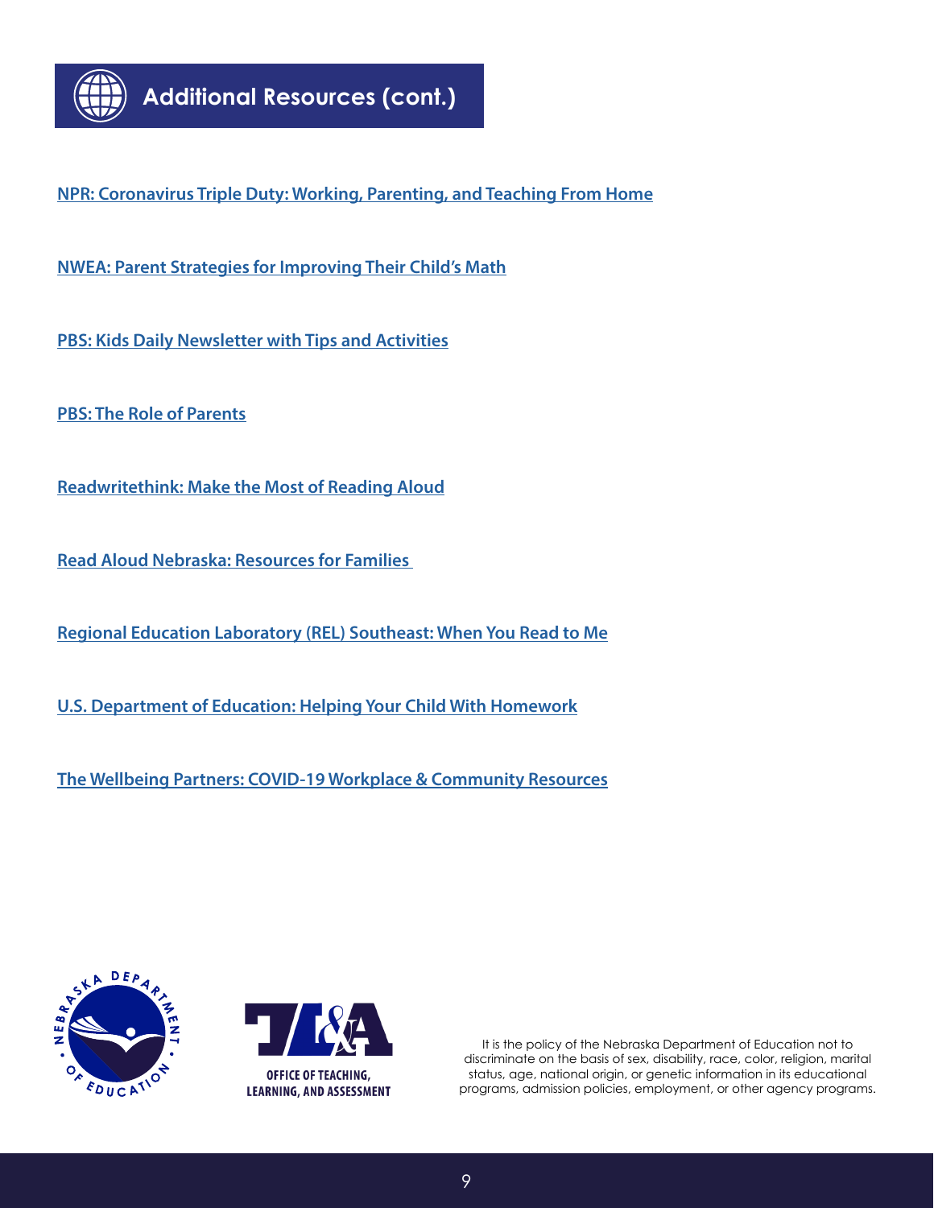## Additional Resources (cont.)

NPR: Coronavirus Triple Duty: Working, Parenting, and Teaching From Home

NWEA: Parent Strategies for Improving Their Child's Math

PBS: Kids Daily Newsletter with Tips and Activities

PBS: The Role of Parents

Readwritethink: Make the Most of Reading Aloud

Read Aloud Nebraska: Resources for Families

Regional Education Laboratory (REL) Southeast: When You Read to Me

U.S. Department of Education: Helping Your Child With Homework

The Wellbeing Partners: COVID-19 Workplace & Community Resources

NEBRASKA DEPARTMENT OF EDUCATION

OFFICE OF TEACHING, LEARNING, AND ASSESSMENT

It is the policy of the Nebraska Department of Education not to discriminate on the basis of sex, disability, race, color, religion, marital status, age, national origin, or genetic information in its educational programs, admission policies, employment, or other agency programs.